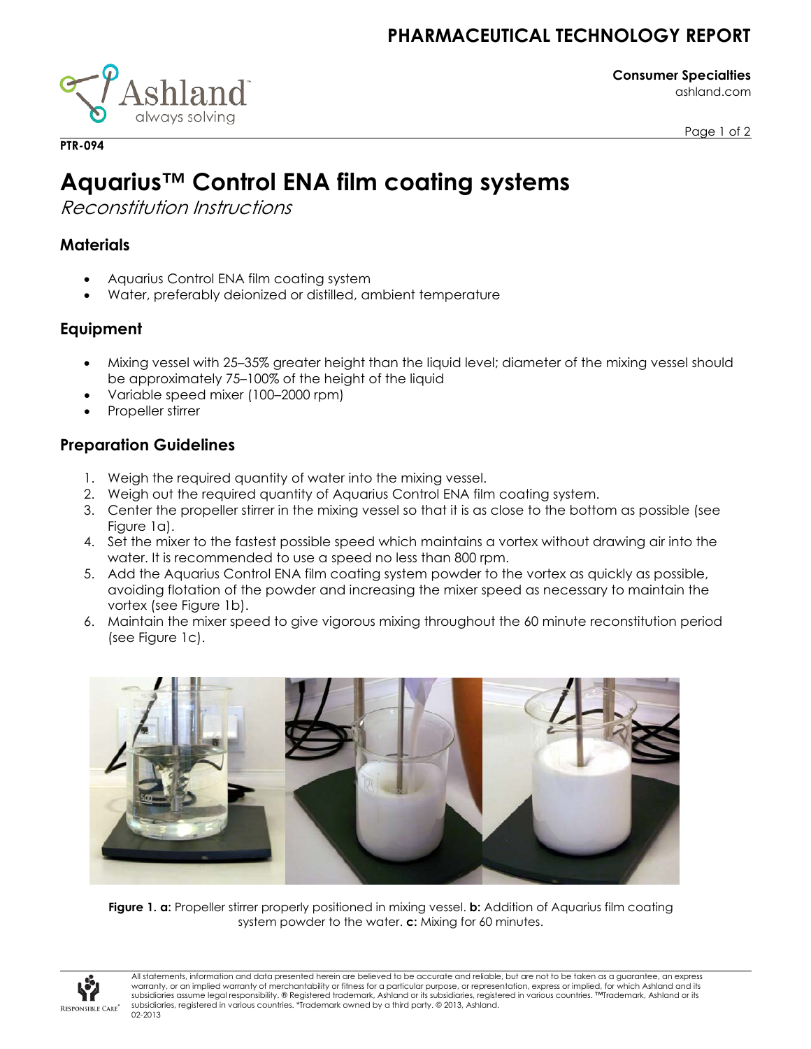PTR-094

# Aquarius™ Control ENA film coating systems

*Reconstitution Instructions*

## Materials

- Aquarius Control ENA film coating system
- Water, preferably deionized or distilled, ambient temperature

## Equipment

- Mixing vessel with 25–35% greater height than the liquid level; diameter of the mixing vessel should be approximately 75–100% of the height of the liquid
- Variable speed mixer (100–2000 rpm)
- Propeller stirrer

## Preparation Guidelines

1. Weigh the required quantity of water into the mixing vessel.
2. Weigh out the required quantity of Aquarius Control ENA film coating system.
3. Center the propeller stirrer in the mixing vessel so that it is as close to the bottom as possible (see Figure 1a).
4. Set the mixer to the fastest possible speed which maintains a vortex without drawing air into the water. It is recommended to use a speed no less than 800 rpm.
5. Add the Aquarius Control ENA film coating system powder to the vortex as quickly as possible, avoiding flotation of the powder and increasing the mixer speed as necessary to maintain the vortex (see Figure 1b).
6. Maintain the mixer speed to give vigorous mixing throughout the 60 minute reconstitution period (see Figure 1c).

**Figure 1. a:** Propeller stirrer properly positioned in mixing vessel. **b:** Addition of Aquarius film coating system powder to the water. **c:** Mixing for 60 minutes.

All statements, information and data presented herein are believed to be accurate and reliable, but are not to be taken as a guarantee, an express warranty, or an implied warranty of merchantability or fitness for a particular purpose, or representation, express or implied, for which Ashland and its subsidiaries assume legal responsibility. ® Registered trademark, Ashland or its subsidiaries, registered in various countries. ™Trademark, Ashland or its subsidiaries, registered in various countries. *Trademark owned by a third party. © 2013, Ashland.
02-2013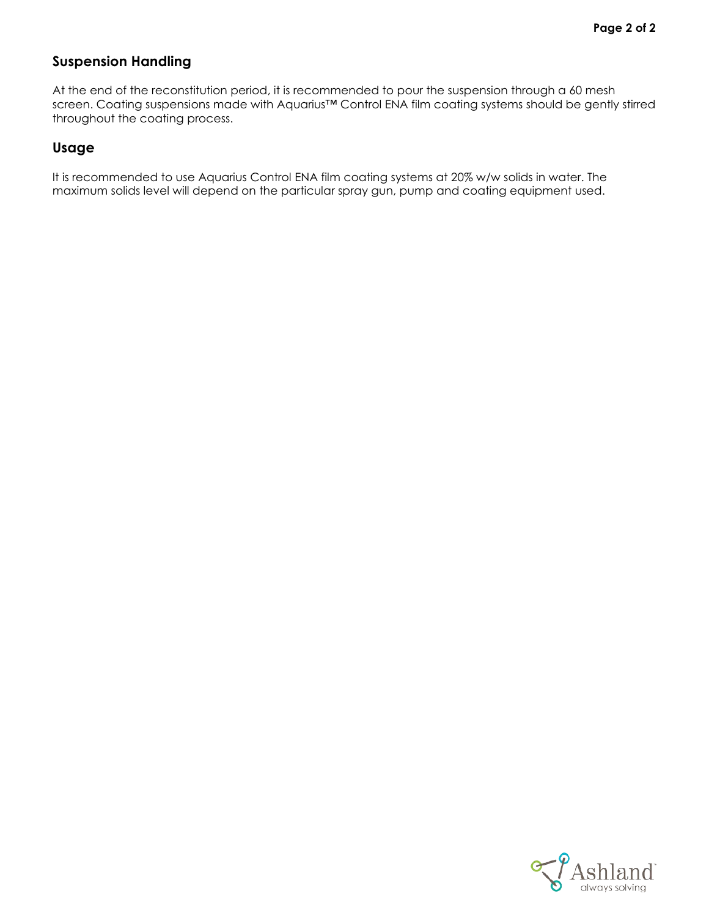## Suspension Handling

At the end of the reconstitution period, it is recommended to pour the suspension through a 60 mesh screen. Coating suspensions made with Aquarius™ Control ENA film coating systems should be gently stirred throughout the coating process.

## Usage

It is recommended to use Aquarius Control ENA film coating systems at 20% w/w solids in water. The maximum solids level will depend on the particular spray gun, pump and coating equipment used.